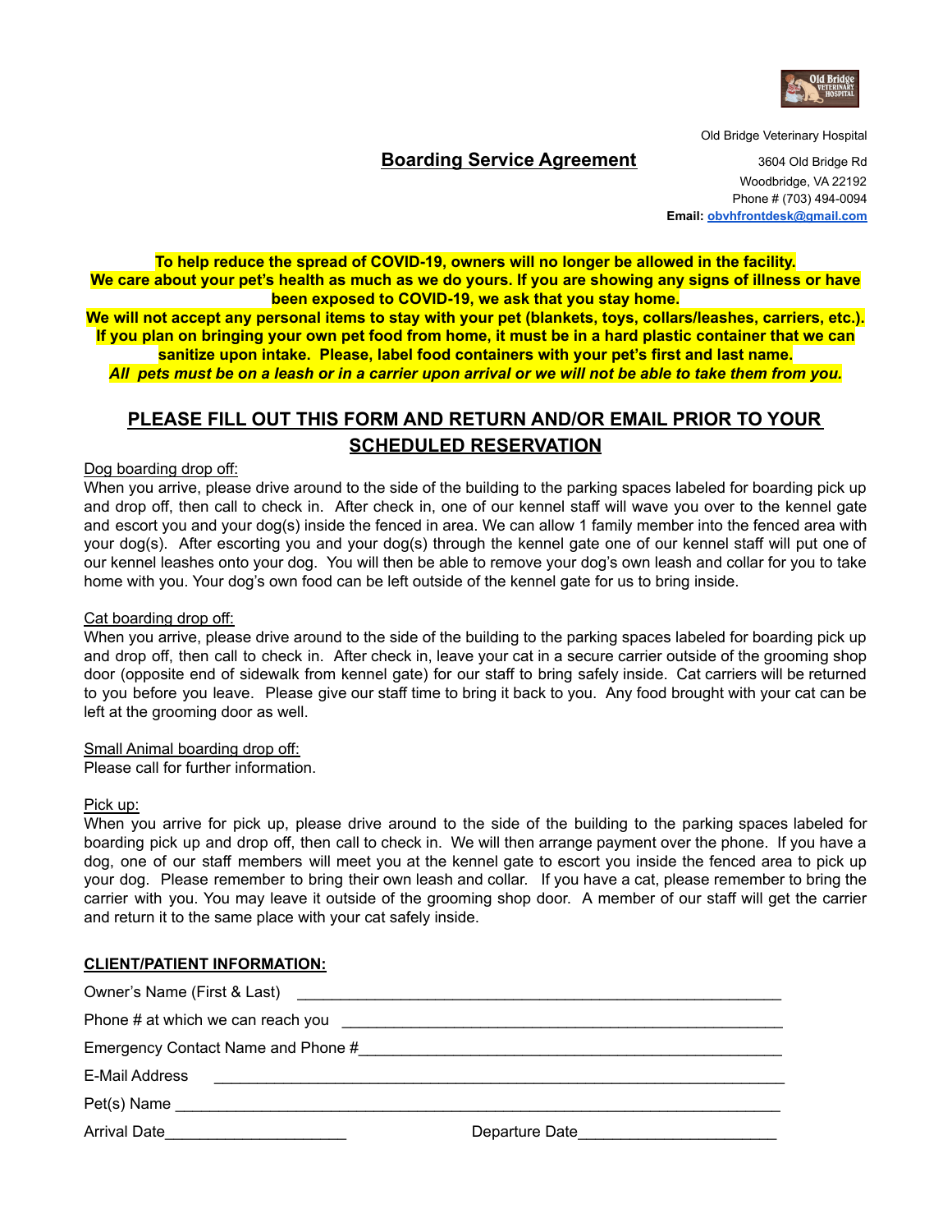Old Bridge Veterinary Hospital
3604 Old Bridge Rd
Woodbridge, VA 22192
Phone # (703) 494-0094
**Email:** obvhfrontdesk@gmail.com

# Boarding Service Agreement

**To help reduce the spread of COVID-19, owners will no longer be allowed in the facility.**
**We care about your pet's health as much as we do yours. If you are showing any signs of illness or have been exposed to COVID-19, we ask that you stay home.**
**We will not accept any personal items to stay with your pet (blankets, toys, collars/leashes, carriers, etc.). If you plan on bringing your own pet food from home, it must be in a hard plastic container that we can sanitize upon intake. Please, label food containers with your pet's first and last name.**
***All pets must be on a leash or in a carrier upon arrival or we will not be able to take them from you.***

## PLEASE FILL OUT THIS FORM AND RETURN AND/OR EMAIL PRIOR TO YOUR SCHEDULED RESERVATION

Dog boarding drop off:
When you arrive, please drive around to the side of the building to the parking spaces labeled for boarding pick up and drop off, then call to check in. After check in, one of our kennel staff will wave you over to the kennel gate and escort you and your dog(s) inside the fenced in area. We can allow 1 family member into the fenced area with your dog(s). After escorting you and your dog(s) through the kennel gate one of our kennel staff will put one of our kennel leashes onto your dog. You will then be able to remove your dog's own leash and collar for you to take home with you. Your dog's own food can be left outside of the kennel gate for us to bring inside.

Cat boarding drop off:
When you arrive, please drive around to the side of the building to the parking spaces labeled for boarding pick up and drop off, then call to check in. After check in, leave your cat in a secure carrier outside of the grooming shop door (opposite end of sidewalk from kennel gate) for our staff to bring safely inside. Cat carriers will be returned to you before you leave. Please give our staff time to bring it back to you. Any food brought with your cat can be left at the grooming door as well.

Small Animal boarding drop off:
Please call for further information.

Pick up:
When you arrive for pick up, please drive around to the side of the building to the parking spaces labeled for boarding pick up and drop off, then call to check in. We will then arrange payment over the phone. If you have a dog, one of our staff members will meet you at the kennel gate to escort you inside the fenced area to pick up your dog. Please remember to bring their own leash and collar. If you have a cat, please remember to bring the carrier with you. You may leave it outside of the grooming shop door. A member of our staff will get the carrier and return it to the same place with your cat safely inside.

**CLIENT/PATIENT INFORMATION:**

Owner's Name (First & Last) ______________________________________________

Phone # at which we can reach you ______________________________________________

Emergency Contact Name and Phone #______________________________________________

E-Mail Address ______________________________________________

Pet(s) Name ______________________________________________

Arrival Date______________________ Departure Date______________________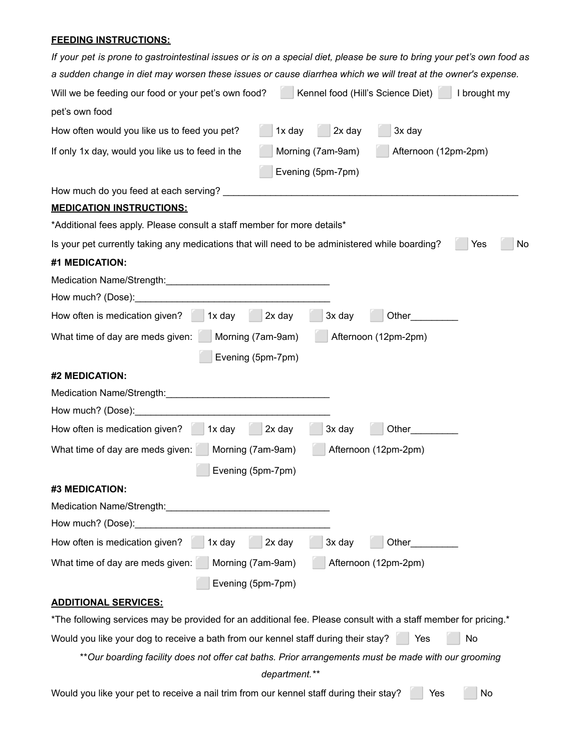**FEEDING INSTRUCTIONS:**

*If your pet is prone to gastrointestinal issues or is on a special diet, please be sure to bring your pet's own food as a sudden change in diet may worsen these issues or cause diarrhea which we will treat at the owner's expense.*

Will we be feeding our food or your pet's own food? ☐ Kennel food (Hill's Science Diet) ☐ I brought my pet's own food

How often would you like us to feed you pet? ☐ 1x day ☐ 2x day ☐ 3x day

If only 1x day, would you like us to feed in the ☐ Morning (7am-9am) ☐ Afternoon (12pm-2pm) ☐ Evening (5pm-7pm)

How much do you feed at each serving? ___________________________________________________________

**MEDICATION INSTRUCTIONS:**

*Additional fees apply. Please consult a staff member for more details*

Is your pet currently taking any medications that will need to be administered while boarding? ☐ Yes ☐ No

**#1 MEDICATION:**

Medication Name/Strength:________________________________

How much? (Dose):______________________________________

How often is medication given? ☐ 1x day ☐ 2x day ☐ 3x day ☐ Other_________

What time of day are meds given: ☐ Morning (7am-9am) ☐ Afternoon (12pm-2pm) ☐ Evening (5pm-7pm)

**#2 MEDICATION:**

Medication Name/Strength:________________________________

How much? (Dose):______________________________________

How often is medication given? ☐ 1x day ☐ 2x day ☐ 3x day ☐ Other_________

What time of day are meds given: ☐ Morning (7am-9am) ☐ Afternoon (12pm-2pm) ☐ Evening (5pm-7pm)

**#3 MEDICATION:**

Medication Name/Strength:________________________________

How much? (Dose):______________________________________

How often is medication given? ☐ 1x day ☐ 2x day ☐ 3x day ☐ Other_________

What time of day are meds given: ☐ Morning (7am-9am) ☐ Afternoon (12pm-2pm) ☐ Evening (5pm-7pm)

**ADDITIONAL SERVICES:**

*The following services may be provided for an additional fee. Please consult with a staff member for pricing.*

Would you like your dog to receive a bath from our kennel staff during their stay? ☐ Yes ☐ No

***Our boarding facility does not offer cat baths. Prior arrangements must be made with our grooming department.***

Would you like your pet to receive a nail trim from our kennel staff during their stay? ☐ Yes ☐ No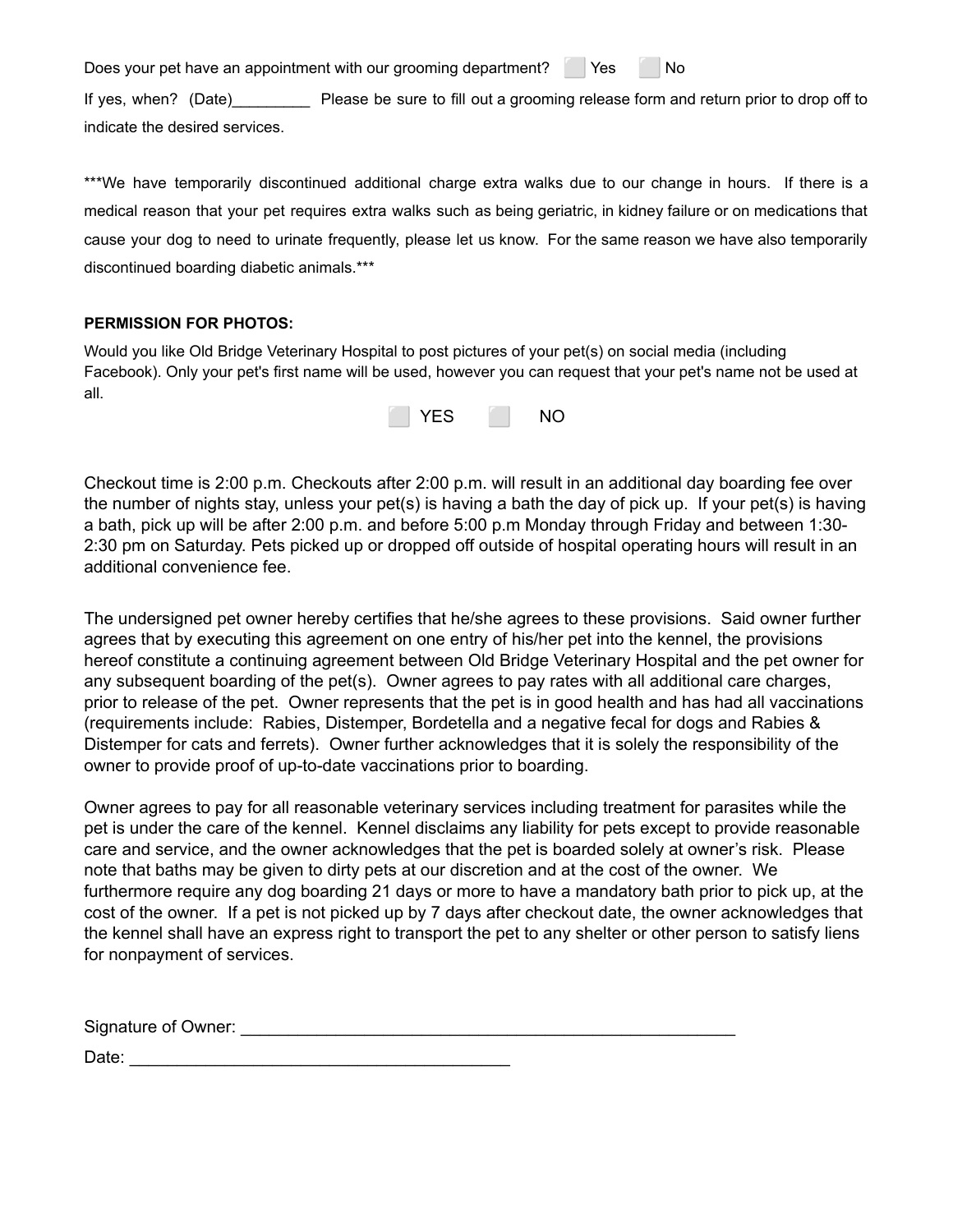Does your pet have an appointment with our grooming department? ⬜ Yes ⬜ No

If yes, when? (Date)_________ Please be sure to fill out a grooming release form and return prior to drop off to indicate the desired services.

***We have temporarily discontinued additional charge extra walks due to our change in hours. If there is a medical reason that your pet requires extra walks such as being geriatric, in kidney failure or on medications that cause your dog to need to urinate frequently, please let us know. For the same reason we have also temporarily discontinued boarding diabetic animals.***

**PERMISSION FOR PHOTOS:**

Would you like Old Bridge Veterinary Hospital to post pictures of your pet(s) on social media (including Facebook). Only your pet's first name will be used, however you can request that your pet's name not be used at all.

⬜ YES ⬜ NO

Checkout time is 2:00 p.m. Checkouts after 2:00 p.m. will result in an additional day boarding fee over the number of nights stay, unless your pet(s) is having a bath the day of pick up. If your pet(s) is having a bath, pick up will be after 2:00 p.m. and before 5:00 p.m Monday through Friday and between 1:30-2:30 pm on Saturday. Pets picked up or dropped off outside of hospital operating hours will result in an additional convenience fee.

The undersigned pet owner hereby certifies that he/she agrees to these provisions. Said owner further agrees that by executing this agreement on one entry of his/her pet into the kennel, the provisions hereof constitute a continuing agreement between Old Bridge Veterinary Hospital and the pet owner for any subsequent boarding of the pet(s). Owner agrees to pay rates with all additional care charges, prior to release of the pet. Owner represents that the pet is in good health and has had all vaccinations (requirements include: Rabies, Distemper, Bordetella and a negative fecal for dogs and Rabies & Distemper for cats and ferrets). Owner further acknowledges that it is solely the responsibility of the owner to provide proof of up-to-date vaccinations prior to boarding.

Owner agrees to pay for all reasonable veterinary services including treatment for parasites while the pet is under the care of the kennel. Kennel disclaims any liability for pets except to provide reasonable care and service, and the owner acknowledges that the pet is boarded solely at owner's risk. Please note that baths may be given to dirty pets at our discretion and at the cost of the owner. We furthermore require any dog boarding 21 days or more to have a mandatory bath prior to pick up, at the cost of the owner. If a pet is not picked up by 7 days after checkout date, the owner acknowledges that the kennel shall have an express right to transport the pet to any shelter or other person to satisfy liens for nonpayment of services.

Signature of Owner: ____________________________________________________

Date: ________________________________________